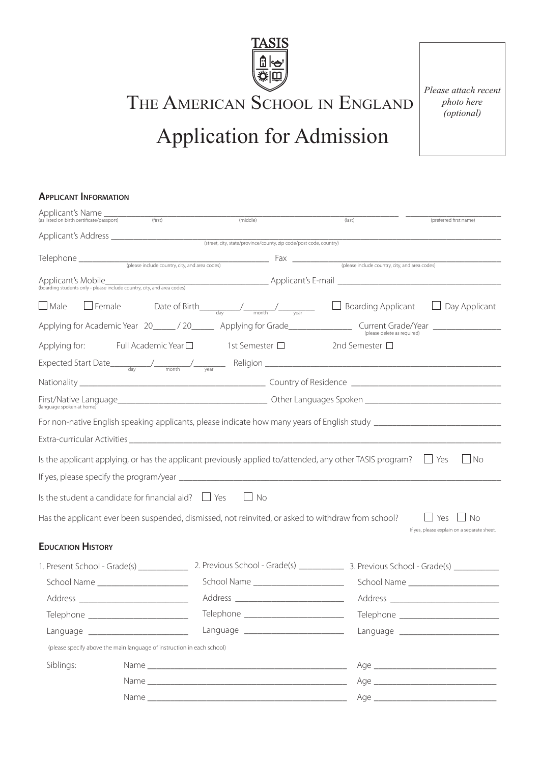TASIS

# The American School in England

# Application for Admission

*Please attach recent photo here (optional)*

## Applicant Information

Applicant's Name ______________________________ (as listed on birth certificate/passport) (first) (middle) (last) ______________ (preferred first name)

Applicant's Address ______________________________ (street, city, state/province/county, zip code/post code, country)

Telephone ______________ (please include country, city, and area codes) Fax ______________ (please include country, city, and area codes)

Applicant's Mobile ______________ (boarding students only - please include country, city, and area codes) Applicant's E-mail ______________

☐ Male ☐ Female Date of Birth ____/____/____ (day/month/year) ☐ Boarding Applicant ☐ Day Applicant

Applying for Academic Year 20____ / 20____ Applying for Grade ______________ Current Grade/Year ______________ (please delete as required)

Applying for: Full Academic Year ☐ 1st Semester ☐ 2nd Semester ☐

Expected Start Date ____/____/____ (day/month/year) Religion ______________

Nationality ______________ Country of Residence ______________

First/Native Language ______________ (language spoken at home) Other Languages Spoken ______________

For non-native English speaking applicants, please indicate how many years of English study ______________

Extra-curricular Activities ______________

Is the applicant applying, or has the applicant previously applied to/attended, any other TASIS program? ☐ Yes ☐ No

If yes, please specify the program/year ______________

Is the student a candidate for financial aid? ☐ Yes ☐ No

Has the applicant ever been suspended, dismissed, not reinvited, or asked to withdraw from school? ☐ Yes ☐ No

If yes, please explain on a separate sheet.

## Education History

| 1. Present School - Grade(s) ________ | 2. Previous School - Grade(s) ________ | 3. Previous School - Grade(s) ________ |
|---|---|---|
| School Name ________ | School Name ________ | School Name ________ |
| Address ________ | Address ________ | Address ________ |
| Telephone ________ | Telephone ________ | Telephone ________ |
| Language ________ | Language ________ | Language ________ |

(please specify above the main language of instruction in each school)

Siblings:

Name ______________ Age ______________

Name ______________ Age ______________

Name ______________ Age ______________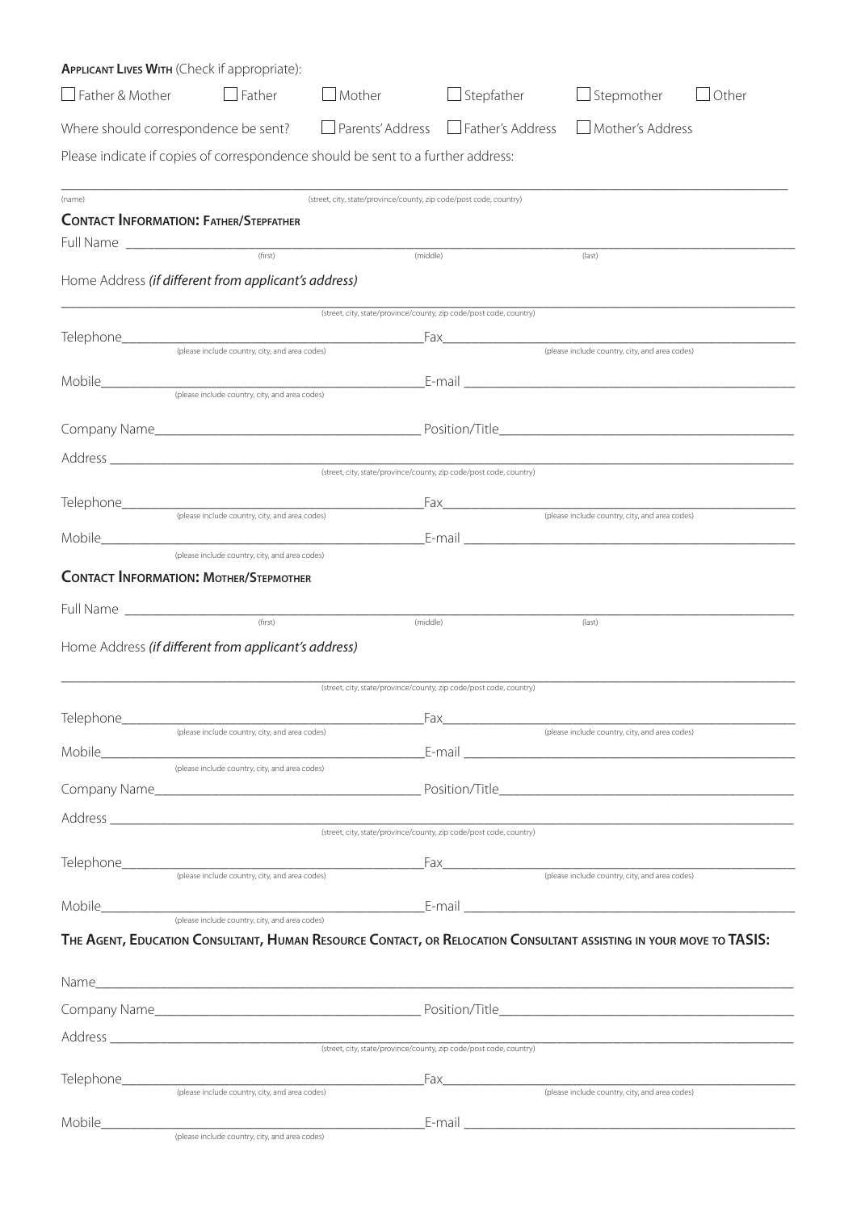**Applicant Lives With** (Check if appropriate):

☐ Father & Mother ☐ Father ☐ Mother ☐ Stepfather ☐ Stepmother ☐ Other

Where should correspondence be sent? ☐ Parents' Address ☐ Father's Address ☐ Mother's Address

Please indicate if copies of correspondence should be sent to a further address:

______________________________________________________________________________

(name) (street, city, state/province/county, zip code/post code, country)

## Contact Information: Father/Stepfather

Full Name ______________________________________________________________________

(first) (middle) (last)

Home Address *(if different from applicant's address)*

______________________________________________________________________________

(street, city, state/province/county, zip code/post code, country)

Telephone________________________________ Fax________________________________

(please include country, city, and area codes) (please include country, city, and area codes)

Mobile________________________________ E-mail ________________________________

(please include country, city, and area codes)

Company Name________________________________ Position/Title________________________________

Address ______________________________________________________________________

(street, city, state/province/county, zip code/post code, country)

Telephone________________________________ Fax________________________________

(please include country, city, and area codes) (please include country, city, and area codes)

Mobile________________________________ E-mail ________________________________

(please include country, city, and area codes)

## Contact Information: Mother/Stepmother

Full Name ______________________________________________________________________

(first) (middle) (last)

Home Address *(if different from applicant's address)*

______________________________________________________________________________

(street, city, state/province/county, zip code/post code, country)

Telephone________________________________ Fax________________________________

(please include country, city, and area codes) (please include country, city, and area codes)

Mobile________________________________ E-mail ________________________________

(please include country, city, and area codes)

Company Name________________________________ Position/Title________________________________

Address ______________________________________________________________________

(street, city, state/province/county, zip code/post code, country)

Telephone________________________________ Fax________________________________

(please include country, city, and area codes) (please include country, city, and area codes)

Mobile________________________________ E-mail ________________________________

(please include country, city, and area codes)

## The Agent, Education Consultant, Human Resource Contact, or Relocation Consultant assisting in your move to TASIS:

Name__________________________________________________________________________

Company Name________________________________ Position/Title________________________________

Address ______________________________________________________________________

(street, city, state/province/county, zip code/post code, country)

Telephone________________________________ Fax________________________________

(please include country, city, and area codes) (please include country, city, and area codes)

Mobile________________________________ E-mail ________________________________

(please include country, city, and area codes)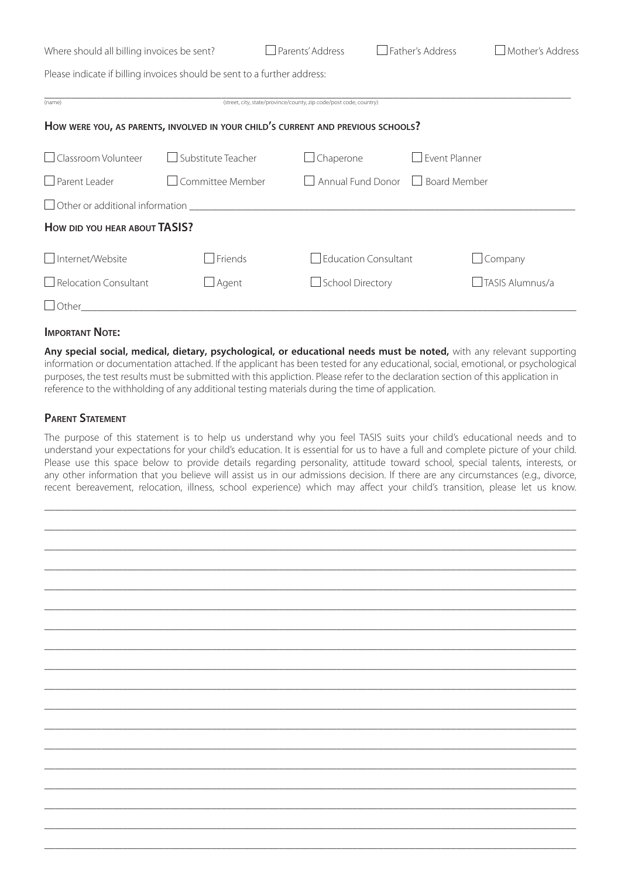Where should all billing invoices be sent? ☐ Parents' Address ☐ Father's Address ☐ Mother's Address

Please indicate if billing invoices should be sent to a further address:

______________________________________________________________________________

(name) (street, city, state/province/county, zip code/post code, country)

## How were you, as parents, involved in your child's current and previous schools?

☐ Classroom Volunteer ☐ Substitute Teacher ☐ Chaperone ☐ Event Planner

☐ Parent Leader ☐ Committee Member ☐ Annual Fund Donor ☐ Board Member

☐ Other or additional information ______________________________________________

## How did you hear about TASIS?

☐ Internet/Website ☐ Friends ☐ Education Consultant ☐ Company

☐ Relocation Consultant ☐ Agent ☐ School Directory ☐ TASIS Alumnus/a

☐ Other______________________________________________________________________

## Important Note:

**Any special social, medical, dietary, psychological, or educational needs must be noted,** with any relevant supporting information or documentation attached. If the applicant has been tested for any educational, social, emotional, or psychological purposes, the test results must be submitted with this appliction. Please refer to the declaration section of this application in reference to the withholding of any additional testing materials during the time of application.

## Parent Statement

The purpose of this statement is to help us understand why you feel TASIS suits your child's educational needs and to understand your expectations for your child's education. It is essential for us to have a full and complete picture of your child. Please use this space below to provide details regarding personality, attitude toward school, special talents, interests, or any other information that you believe will assist us in our admissions decision. If there are any circumstances (e.g., divorce, recent bereavement, relocation, illness, school experience) which may affect your child's transition, please let us know.

______________________________________________________________________________

______________________________________________________________________________

______________________________________________________________________________

______________________________________________________________________________

______________________________________________________________________________

______________________________________________________________________________

______________________________________________________________________________

______________________________________________________________________________

______________________________________________________________________________

______________________________________________________________________________

______________________________________________________________________________

______________________________________________________________________________

______________________________________________________________________________

______________________________________________________________________________

______________________________________________________________________________

______________________________________________________________________________

______________________________________________________________________________

______________________________________________________________________________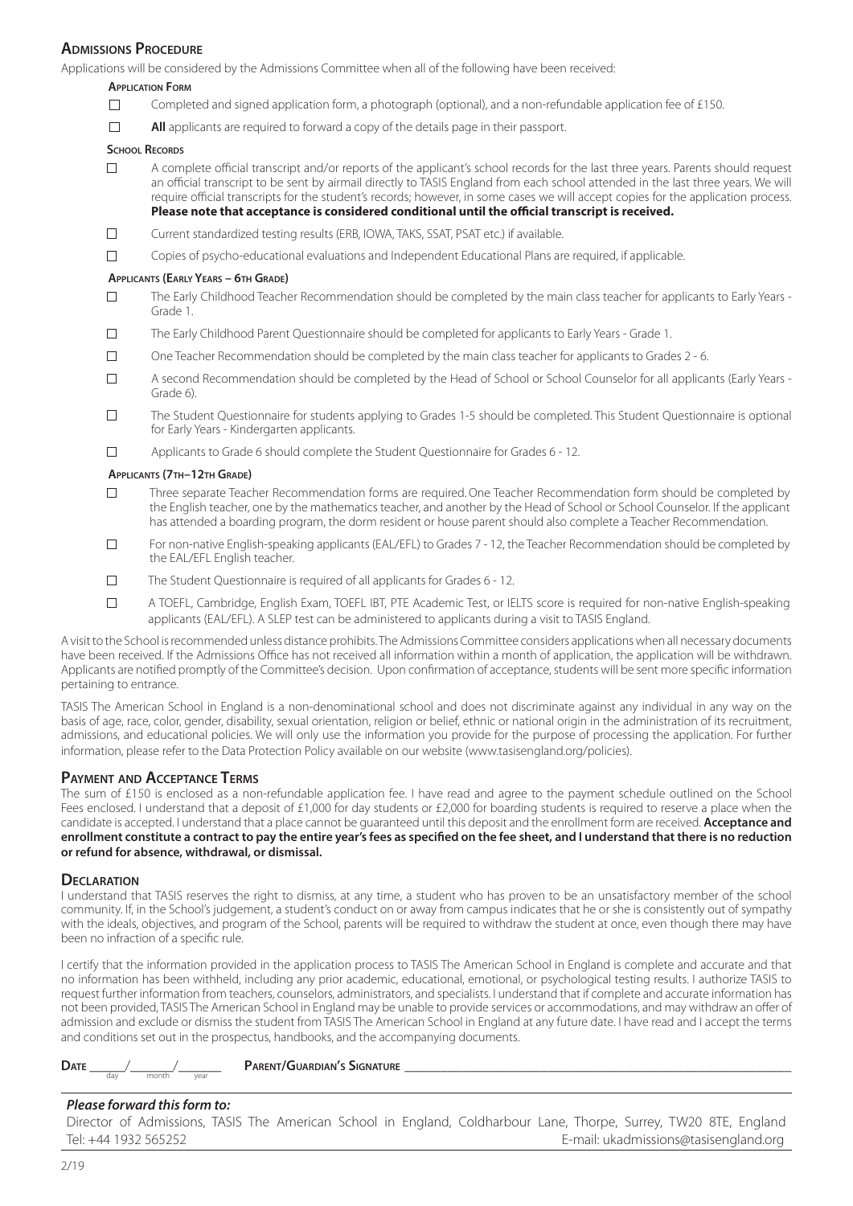## Admissions Procedure

Applications will be considered by the Admissions Committee when all of the following have been received:

### Application Form

- ☐ Completed and signed application form, a photograph (optional), and a non-refundable application fee of £150.
- ☐ **All** applicants are required to forward a copy of the details page in their passport.

### School Records

- ☐ A complete official transcript and/or reports of the applicant's school records for the last three years. Parents should request an official transcript to be sent by airmail directly to TASIS England from each school attended in the last three years. We will require official transcripts for the student's records; however, in some cases we will accept copies for the application process. **Please note that acceptance is considered conditional until the official transcript is received.**
- ☐ Current standardized testing results (ERB, IOWA, TAKS, SSAT, PSAT etc.) if available.
- ☐ Copies of psycho-educational evaluations and Independent Educational Plans are required, if applicable.

### Applicants (Early Years – 6th Grade)

- ☐ The Early Childhood Teacher Recommendation should be completed by the main class teacher for applicants to Early Years - Grade 1.
- ☐ The Early Childhood Parent Questionnaire should be completed for applicants to Early Years - Grade 1.
- ☐ One Teacher Recommendation should be completed by the main class teacher for applicants to Grades 2 - 6.
- ☐ A second Recommendation should be completed by the Head of School or School Counselor for all applicants (Early Years - Grade 6).
- ☐ The Student Questionnaire for students applying to Grades 1-5 should be completed. This Student Questionnaire is optional for Early Years - Kindergarten applicants.
- ☐ Applicants to Grade 6 should complete the Student Questionnaire for Grades 6 - 12.

### Applicants (7th–12th Grade)

- ☐ Three separate Teacher Recommendation forms are required. One Teacher Recommendation form should be completed by the English teacher, one by the mathematics teacher, and another by the Head of School or School Counselor. If the applicant has attended a boarding program, the dorm resident or house parent should also complete a Teacher Recommendation.
- ☐ For non-native English-speaking applicants (EAL/EFL) to Grades 7 - 12, the Teacher Recommendation should be completed by the EAL/EFL English teacher.
- ☐ The Student Questionnaire is required of all applicants for Grades 6 - 12.
- ☐ A TOEFL, Cambridge, English Exam, TOEFL IBT, PTE Academic Test, or IELTS score is required for non-native English-speaking applicants (EAL/EFL). A SLEP test can be administered to applicants during a visit to TASIS England.

A visit to the School is recommended unless distance prohibits. The Admissions Committee considers applications when all necessary documents have been received. If the Admissions Office has not received all information within a month of application, the application will be withdrawn. Applicants are notified promptly of the Committee's decision. Upon confirmation of acceptance, students will be sent more specific information pertaining to entrance.

TASIS The American School in England is a non-denominational school and does not discriminate against any individual in any way on the basis of age, race, color, gender, disability, sexual orientation, religion or belief, ethnic or national origin in the administration of its recruitment, admissions, and educational policies. We will only use the information you provide for the purpose of processing the application. For further information, please refer to the Data Protection Policy available on our website (www.tasisengland.org/policies).

## Payment and Acceptance Terms

The sum of £150 is enclosed as a non-refundable application fee. I have read and agree to the payment schedule outlined on the School Fees enclosed. I understand that a deposit of £1,000 for day students or £2,000 for boarding students is required to reserve a place when the candidate is accepted. I understand that a place cannot be guaranteed until this deposit and the enrollment form are received. **Acceptance and enrollment constitute a contract to pay the entire year's fees as specified on the fee sheet, and I understand that there is no reduction or refund for absence, withdrawal, or dismissal.**

## Declaration

I understand that TASIS reserves the right to dismiss, at any time, a student who has proven to be an unsatisfactory member of the school community. If, in the School's judgement, a student's conduct on or away from campus indicates that he or she is consistently out of sympathy with the ideals, objectives, and program of the School, parents will be required to withdraw the student at once, even though there may have been no infraction of a specific rule.

I certify that the information provided in the application process to TASIS The American School in England is complete and accurate and that no information has been withheld, including any prior academic, educational, emotional, or psychological testing results. I authorize TASIS to request further information from teachers, counselors, administrators, and specialists. I understand that if complete and accurate information has not been provided, TASIS The American School in England may be unable to provide services or accommodations, and may withdraw an offer of admission and exclude or dismiss the student from TASIS The American School in England at any future date. I have read and I accept the terms and conditions set out in the prospectus, handbooks, and the accompanying documents.

**Date** ______/______/______ (day / month / year) **Parent/Guardian's Signature** ____________________________________________

***Please forward this form to:***

Director of Admissions, TASIS The American School in England, Coldharbour Lane, Thorpe, Surrey, TW20 8TE, England
Tel: +44 1932 565252 E-mail: ukadmissions@tasisengland.org